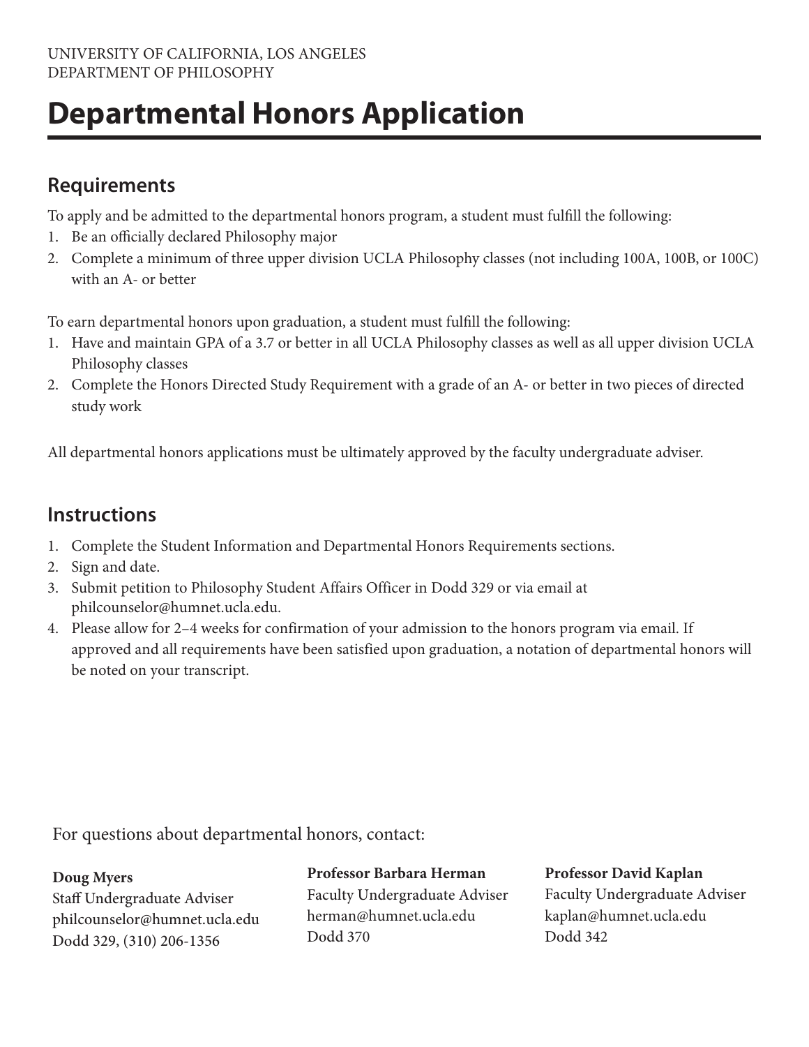UNIVERSITY OF CALIFORNIA, LOS ANGELES
DEPARTMENT OF PHILOSOPHY

# Departmental Honors Application

## Requirements

To apply and be admitted to the departmental honors program, a student must fulfill the following:

1. Be an officially declared Philosophy major
2. Complete a minimum of three upper division UCLA Philosophy classes (not including 100A, 100B, or 100C) with an A- or better

To earn departmental honors upon graduation, a student must fulfill the following:

1. Have and maintain GPA of a 3.7 or better in all UCLA Philosophy classes as well as all upper division UCLA Philosophy classes
2. Complete the Honors Directed Study Requirement with a grade of an A- or better in two pieces of directed study work

All departmental honors applications must be ultimately approved by the faculty undergraduate adviser.

## Instructions

1. Complete the Student Information and Departmental Honors Requirements sections.
2. Sign and date.
3. Submit petition to Philosophy Student Affairs Officer in Dodd 329 or via email at philcounselor@humnet.ucla.edu.
4. Please allow for 2–4 weeks for confirmation of your admission to the honors program via email. If approved and all requirements have been satisfied upon graduation, a notation of departmental honors will be noted on your transcript.

For questions about departmental honors, contact:

**Doug Myers**
Staff Undergraduate Adviser
philcounselor@humnet.ucla.edu
Dodd 329, (310) 206-1356

**Professor Barbara Herman**
Faculty Undergraduate Adviser
herman@humnet.ucla.edu
Dodd 370

**Professor David Kaplan**
Faculty Undergraduate Adviser
kaplan@humnet.ucla.edu
Dodd 342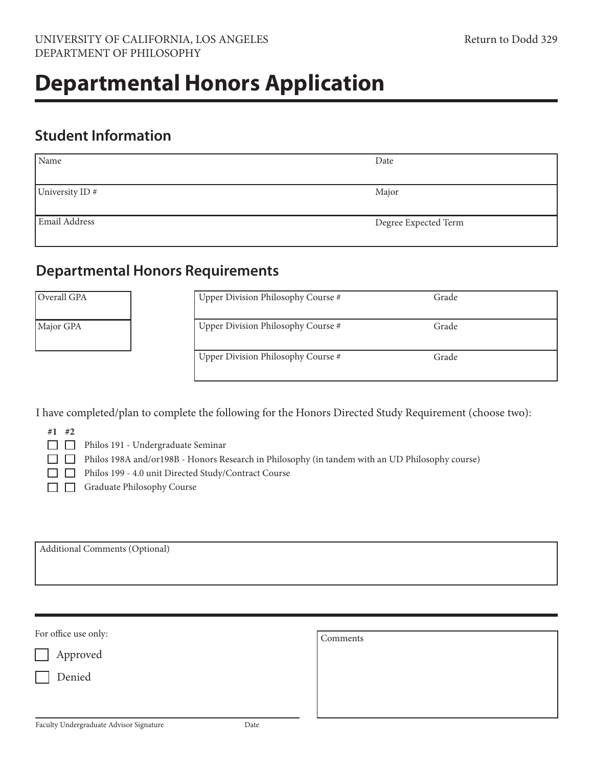UNIVERSITY OF CALIFORNIA, LOS ANGELES
DEPARTMENT OF PHILOSOPHY

Return to Dodd 329

# Departmental Honors Application

## Student Information

| | |
|---|---|
| Name | Date |
| University ID # | Major |
| Email Address | Degree Expected Term |

## Departmental Honors Requirements

| |
|---|
| Overall GPA |
| Major GPA |

| | |
|---|---|
| Upper Division Philosophy Course # | Grade |
| Upper Division Philosophy Course # | Grade |
| Upper Division Philosophy Course # | Grade |

I have completed/plan to complete the following for the Honors Directed Study Requirement (choose two):

| #1 | #2 | |
|---|---|---|
| ☐ | ☐ | Philos 191 - Undergraduate Seminar |
| ☐ | ☐ | Philos 198A and/or198B - Honors Research in Philosophy (in tandem with an UD Philosophy course) |
| ☐ | ☐ | Philos 199 - 4.0 unit Directed Study/Contract Course |
| ☐ | ☐ | Graduate Philosophy Course |

| |
|---|
| Additional Comments (Optional) |

For office use only:

☐ Approved

☐ Denied

Faculty Undergraduate Advisor Signature                Date

| |
|---|
| Comments |